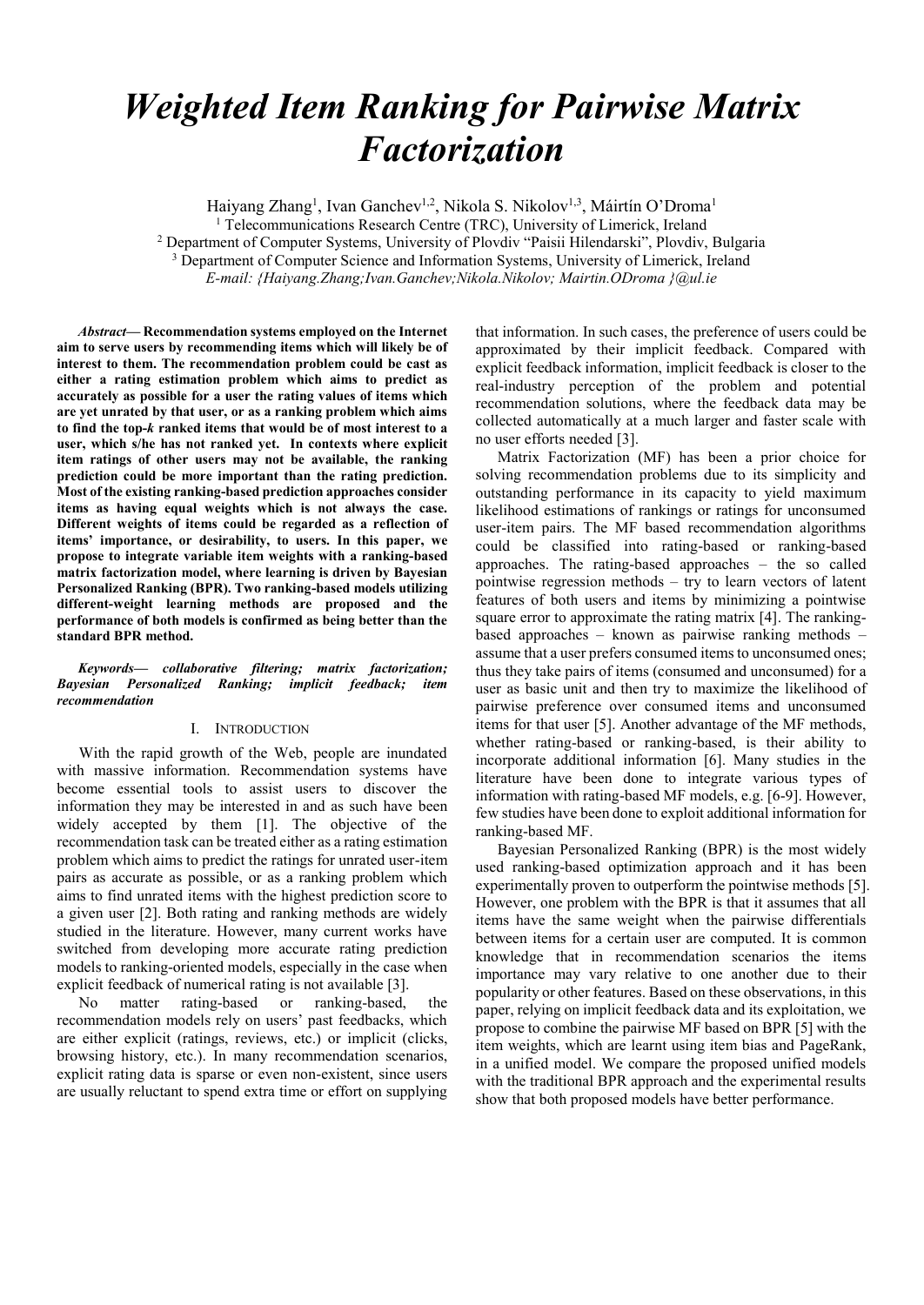# *Weighted Item Ranking for Pairwise Matrix Factorization*

Haiyang Zhang[1], Ivan Ganchev[1,2], Nikola S. Nikolov[1,3], Máirtín O'Droma[1]

[1] Telecommunications Research Centre (TRC), University of Limerick, Ireland

[2] Department of Computer Systems, University of Plovdiv "Paisii Hilendarski", Plovdiv, Bulgaria

[3] Department of Computer Science and Information Systems, University of Limerick, Ireland

*E-mail: {Haiyang.Zhang;Ivan.Ganchev;Nikola.Nikolov; Mairtin.ODroma }@ul.ie*

***Abstract*— Recommendation systems employed on the Internet aim to serve users by recommending items which will likely be of interest to them. The recommendation problem could be cast as either a rating estimation problem which aims to predict as accurately as possible for a user the rating values of items which are yet unrated by that user, or as a ranking problem which aims to find the top-*k* ranked items that would be of most interest to a user, which s/he has not ranked yet. In contexts where explicit item ratings of other users may not be available, the ranking prediction could be more important than the rating prediction. Most of the existing ranking-based prediction approaches consider items as having equal weights which is not always the case. Different weights of items could be regarded as a reflection of items' importance, or desirability, to users. In this paper, we propose to integrate variable item weights with a ranking-based matrix factorization model, where learning is driven by Bayesian Personalized Ranking (BPR). Two ranking-based models utilizing different-weight learning methods are proposed and the performance of both models is confirmed as being better than the standard BPR method.**

***Keywords— collaborative filtering; matrix factorization; Bayesian Personalized Ranking; implicit feedback; item recommendation***

## I. Introduction

With the rapid growth of the Web, people are inundated with massive information. Recommendation systems have become essential tools to assist users to discover the information they may be interested in and as such have been widely accepted by them [1]. The objective of the recommendation task can be treated either as a rating estimation problem which aims to predict the ratings for unrated user-item pairs as accurate as possible, or as a ranking problem which aims to find unrated items with the highest prediction score to a given user [2]. Both rating and ranking methods are widely studied in the literature. However, many current works have switched from developing more accurate rating prediction models to ranking-oriented models, especially in the case when explicit feedback of numerical rating is not available [3].

No matter rating-based or ranking-based, the recommendation models rely on users' past feedbacks, which are either explicit (ratings, reviews, etc.) or implicit (clicks, browsing history, etc.). In many recommendation scenarios, explicit rating data is sparse or even non-existent, since users are usually reluctant to spend extra time or effort on supplying that information. In such cases, the preference of users could be approximated by their implicit feedback. Compared with explicit feedback information, implicit feedback is closer to the real-industry perception of the problem and potential recommendation solutions, where the feedback data may be collected automatically at a much larger and faster scale with no user efforts needed [3].

Matrix Factorization (MF) has been a prior choice for solving recommendation problems due to its simplicity and outstanding performance in its capacity to yield maximum likelihood estimations of rankings or ratings for unconsumed user-item pairs. The MF based recommendation algorithms could be classified into rating-based or ranking-based approaches. The rating-based approaches – the so called pointwise regression methods – try to learn vectors of latent features of both users and items by minimizing a pointwise square error to approximate the rating matrix [4]. The ranking-based approaches – known as pairwise ranking methods – assume that a user prefers consumed items to unconsumed ones; thus they take pairs of items (consumed and unconsumed) for a user as basic unit and then try to maximize the likelihood of pairwise preference over consumed items and unconsumed items for that user [5]. Another advantage of the MF methods, whether rating-based or ranking-based, is their ability to incorporate additional information [6]. Many studies in the literature have been done to integrate various types of information with rating-based MF models, e.g. [6-9]. However, few studies have been done to exploit additional information for ranking-based MF.

Bayesian Personalized Ranking (BPR) is the most widely used ranking-based optimization approach and it has been experimentally proven to outperform the pointwise methods [5]. However, one problem with the BPR is that it assumes that all items have the same weight when the pairwise differentials between items for a certain user are computed. It is common knowledge that in recommendation scenarios the items importance may vary relative to one another due to their popularity or other features. Based on these observations, in this paper, relying on implicit feedback data and its exploitation, we propose to combine the pairwise MF based on BPR [5] with the item weights, which are learnt using item bias and PageRank, in a unified model. We compare the proposed unified models with the traditional BPR approach and the experimental results show that both proposed models have better performance.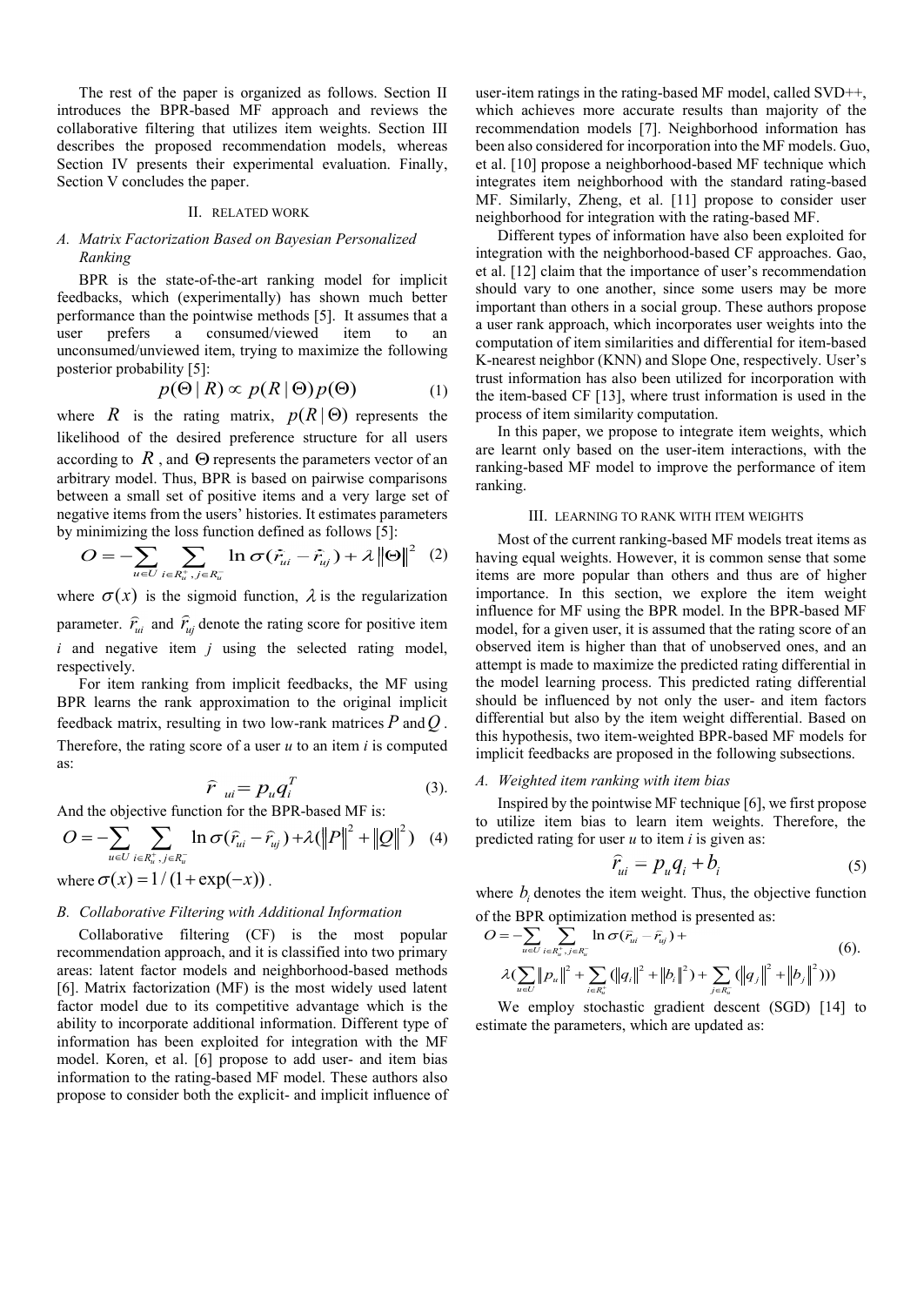The rest of the paper is organized as follows. Section II introduces the BPR-based MF approach and reviews the collaborative filtering that utilizes item weights. Section III describes the proposed recommendation models, whereas Section IV presents their experimental evaluation. Finally, Section V concludes the paper.

## II. Related Work

### A. Matrix Factorization Based on Bayesian Personalized Ranking

BPR is the state-of-the-art ranking model for implicit feedbacks, which (experimentally) has shown much better performance than the pointwise methods [5]. It assumes that a user prefers a consumed/viewed item to an unconsumed/unviewed item, trying to maximize the following posterior probability [5]:

$$p(\Theta \mid R) \propto p(R \mid \Theta) p(\Theta) \qquad (1)$$

where $R$ is the rating matrix, $p(R \mid \Theta)$ represents the likelihood of the desired preference structure for all users according to $R$, and $\Theta$ represents the parameters vector of an arbitrary model. Thus, BPR is based on pairwise comparisons between a small set of positive items and a very large set of negative items from the users' histories. It estimates parameters by minimizing the loss function defined as follows [5]:

$$O = -\sum_{u \in U} \sum_{i \in R_u^+, j \in R_u^-} \ln \sigma(\hat{r}_{ui} - \hat{r}_{uj}) + \lambda \|\Theta\|^2 \qquad (2)$$

where $\sigma(x)$ is the sigmoid function, $\lambda$ is the regularization parameter. $\hat{r}_{ui}$ and $\hat{r}_{uj}$ denote the rating score for positive item $i$ and negative item $j$ using the selected rating model, respectively.

For item ranking from implicit feedbacks, the MF using BPR learns the rank approximation to the original implicit feedback matrix, resulting in two low-rank matrices $P$ and $Q$. Therefore, the rating score of a user $u$ to an item $i$ is computed as:

$$\hat{r}_{ui} = p_u q_i^T \qquad (3).$$

And the objective function for the BPR-based MF is:

$$O = -\sum_{u \in U} \sum_{i \in R_u^+, j \in R_u^-} \ln \sigma(\hat{r}_{ui} - \hat{r}_{uj}) + \lambda(\|P\|^2 + \|Q\|^2) \qquad (4)$$

where $\sigma(x) = 1/(1 + \exp(-x))$.

### B. Collaborative Filtering with Additional Information

Collaborative filtering (CF) is the most popular recommendation approach, and it is classified into two primary areas: latent factor models and neighborhood-based methods [6]. Matrix factorization (MF) is the most widely used latent factor model due to its competitive advantage which is the ability to incorporate additional information. Different type of information has been exploited for integration with the MF model. Koren, et al. [6] propose to add user- and item bias information to the rating-based MF model. These authors also propose to consider both the explicit- and implicit influence of user-item ratings in the rating-based MF model, called SVD++, which achieves more accurate results than majority of the recommendation models [7]. Neighborhood information has been also considered for incorporation into the MF models. Guo, et al. [10] propose a neighborhood-based MF technique which integrates item neighborhood with the standard rating-based MF. Similarly, Zheng, et al. [11] propose to consider user neighborhood for integration with the rating-based MF.

Different types of information have also been exploited for integration with the neighborhood-based CF approaches. Gao, et al. [12] claim that the importance of user's recommendation should vary to one another, since some users may be more important than others in a social group. These authors propose a user rank approach, which incorporates user weights into the computation of item similarities and differential for item-based K-nearest neighbor (KNN) and Slope One, respectively. User's trust information has also been utilized for incorporation with the item-based CF [13], where trust information is used in the process of item similarity computation.

In this paper, we propose to integrate item weights, which are learnt only based on the user-item interactions, with the ranking-based MF model to improve the performance of item ranking.

## III. Learning to Rank with Item Weights

Most of the current ranking-based MF models treat items as having equal weights. However, it is common sense that some items are more popular than others and thus are of higher importance. In this section, we explore the item weight influence for MF using the BPR model. In the BPR-based MF model, for a given user, it is assumed that the rating score of an observed item is higher than that of unobserved ones, and an attempt is made to maximize the predicted rating differential in the model learning process. This predicted rating differential should be influenced by not only the user- and item factors differential but also by the item weight differential. Based on this hypothesis, two item-weighted BPR-based MF models for implicit feedbacks are proposed in the following subsections.

### A. Weighted item ranking with item bias

Inspired by the pointwise MF technique [6], we first propose to utilize item bias to learn item weights. Therefore, the predicted rating for user $u$ to item $i$ is given as:

$$\hat{r}_{ui} = p_u q_i + b_i \qquad (5)$$

where $b_i$ denotes the item weight. Thus, the objective function of the BPR optimization method is presented as:

$$O = -\sum_{u \in U} \sum_{i \in R_u^+, j \in R_u^-} \ln \sigma(\hat{r}_{ui} - \hat{r}_{uj}) + \lambda(\sum_{u \in U} \|p_u\|^2 + \sum_{i \in R_u^+} (\|q_i\|^2 + \|b_i\|^2) + \sum_{j \in R_u^-} (\|q_j\|^2 + \|b_j\|^2))) \qquad (6).$$

We employ stochastic gradient descent (SGD) [14] to estimate the parameters, which are updated as: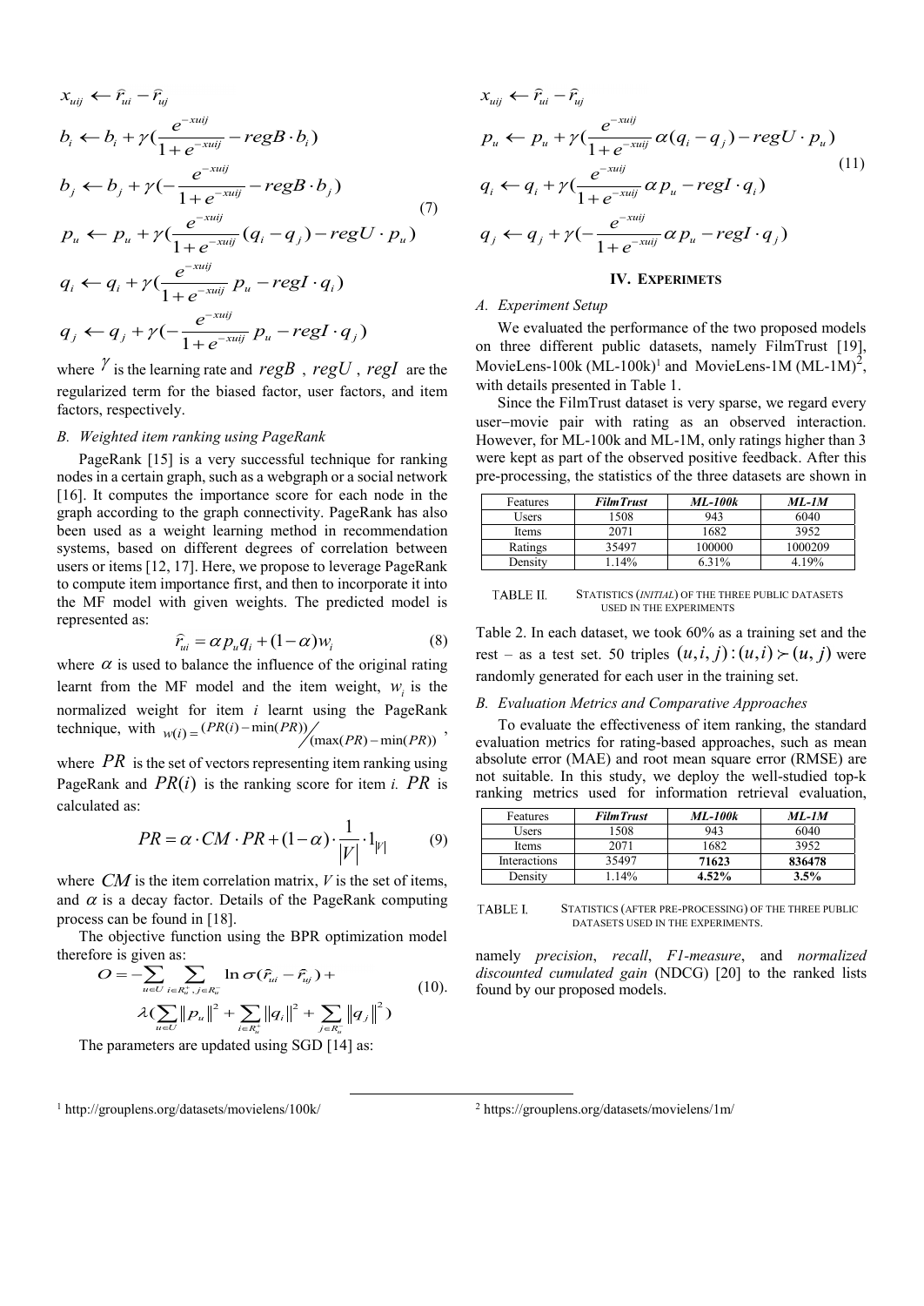$$
\begin{aligned}
& x_{uij} \leftarrow \hat{r}_{ui} - \hat{r}_{uj} \\
& b_i \leftarrow b_i + \gamma\left(\frac{e^{-xuij}}{1+e^{-xuij}} - regB \cdot b_i\right) \\
& b_j \leftarrow b_j + \gamma\left(-\frac{e^{-xuij}}{1+e^{-xuij}} - regB \cdot b_j\right) \\
& p_u \leftarrow p_u + \gamma\left(\frac{e^{-xuij}}{1+e^{-xuij}}(q_i - q_j) - regU \cdot p_u\right) \\
& q_i \leftarrow q_i + \gamma\left(\frac{e^{-xuij}}{1+e^{-xuij}} p_u - regI \cdot q_i\right) \\
& q_j \leftarrow q_j + \gamma\left(-\frac{e^{-xuij}}{1+e^{-xuij}} p_u - regI \cdot q_j\right)
\end{aligned}
\tag{7}
$$

where $\gamma$ is the learning rate and $regB$, $regU$, $regI$ are the regularized term for the biased factor, user factors, and item factors, respectively.

### B. Weighted item ranking using PageRank

PageRank [15] is a very successful technique for ranking nodes in a certain graph, such as a webgraph or a social network [16]. It computes the importance score for each node in the graph according to the graph connectivity. PageRank has also been used as a weight learning method in recommendation systems, based on different degrees of correlation between users or items [12, 17]. Here, we propose to leverage PageRank to compute item importance first, and then to incorporate it into the MF model with given weights. The predicted model is represented as:

$$
\hat{r}_{ui} = \alpha p_u q_i + (1-\alpha) w_i \tag{8}
$$

where $\alpha$ is used to balance the influence of the original rating learnt from the MF model and the item weight, $w_i$ is the normalized weight for item *i* learnt using the PageRank technique, with $w(i) = (PR(i) - \min(PR)) / (\max(PR) - \min(PR))$, where $PR$ is the set of vectors representing item ranking using PageRank and $PR(i)$ is the ranking score for item *i*. $PR$ is calculated as:

$$
PR = \alpha \cdot CM \cdot PR + (1-\alpha) \cdot \frac{1}{|V|} \cdot 1_{|V|} \tag{9}
$$

where $CM$ is the item correlation matrix, *V* is the set of items, and $\alpha$ is a decay factor. Details of the PageRank computing process can be found in [18].

The objective function using the BPR optimization model therefore is given as:

$$
\begin{aligned}
O = & -\sum_{u \in U} \sum_{i \in R_u^+, j \in R_u^-} \ln \sigma(\hat{r}_{ui} - \hat{r}_{uj}) + \\
& \lambda\left(\sum_{u \in U} \|p_u\|^2 + \sum_{i \in R_u^+} \|q_i\|^2 + \sum_{j \in R_u^-} \|q_j\|^2\right)
\end{aligned}
\tag{10}
$$

The parameters are updated using SGD [14] as:

$$
\begin{aligned}
& x_{uij} \leftarrow \hat{r}_{ui} - \hat{r}_{uj} \\
& p_u \leftarrow p_u + \gamma\left(\frac{e^{-xuij}}{1+e^{-xuij}} \alpha (q_i - q_j) - regU \cdot p_u\right) \\
& q_i \leftarrow q_i + \gamma\left(\frac{e^{-xuij}}{1+e^{-xuij}} \alpha p_u - regI \cdot q_i\right) \\
& q_j \leftarrow q_j + \gamma\left(-\frac{e^{-xuij}}{1+e^{-xuij}} \alpha p_u - regI \cdot q_j\right)
\end{aligned}
\tag{11}
$$

## IV. EXPERIMETS

### A. Experiment Setup

We evaluated the performance of the two proposed models on three different public datasets, namely FilmTrust [19], MovieLens-100k (ML-100k)[1] and MovieLens-1M (ML-1M)[2], with details presented in Table 1.

Since the FilmTrust dataset is very sparse, we regard every user–movie pair with rating as an observed interaction. However, for ML-100k and ML-1M, only ratings higher than 3 were kept as part of the observed positive feedback. After this pre-processing, the statistics of the three datasets are shown in Table 2. In each dataset, we took 60% as a training set and the rest – as a test set. 50 triples $(u,i,j):(u,i) \succ (u,j)$ were randomly generated for each user in the training set.

| Features | ***FilmTrust*** | ***ML-100k*** | ***ML-1M*** |
|---|---|---|---|
| Users | 1508 | 943 | 6040 |
| Items | 2071 | 1682 | 3952 |
| Ratings | 35497 | 100000 | 1000209 |
| Density | 1.14% | 6.31% | 4.19% |

TABLE II. STATISTICS (*INITIAL*) OF THE THREE PUBLIC DATASETS USED IN THE EXPERIMENTS

### B. Evaluation Metrics and Comparative Approaches

To evaluate the effectiveness of item ranking, the standard evaluation metrics for rating-based approaches, such as mean absolute error (MAE) and root mean square error (RMSE) are not suitable. In this study, we deploy the well-studied top-k ranking metrics used for information retrieval evaluation, namely *precision*, *recall*, *F1-measure*, and *normalized discounted cumulated gain* (NDCG) [20] to the ranked lists found by our proposed models.

| Features | ***FilmTrust*** | ***ML-100k*** | ***ML-1M*** |
|---|---|---|---|
| Users | 1508 | 943 | 6040 |
| Items | 2071 | 1682 | 3952 |
| Interactions | 35497 | **71623** | **836478** |
| Density | 1.14% | **4.52%** | **3.5%** |

TABLE I. STATISTICS (AFTER PRE-PROCESSING) OF THE THREE PUBLIC DATASETS USED IN THE EXPERIMENTS.

[1] http://grouplens.org/datasets/movielens/100k/

[2] https://grouplens.org/datasets/movielens/1m/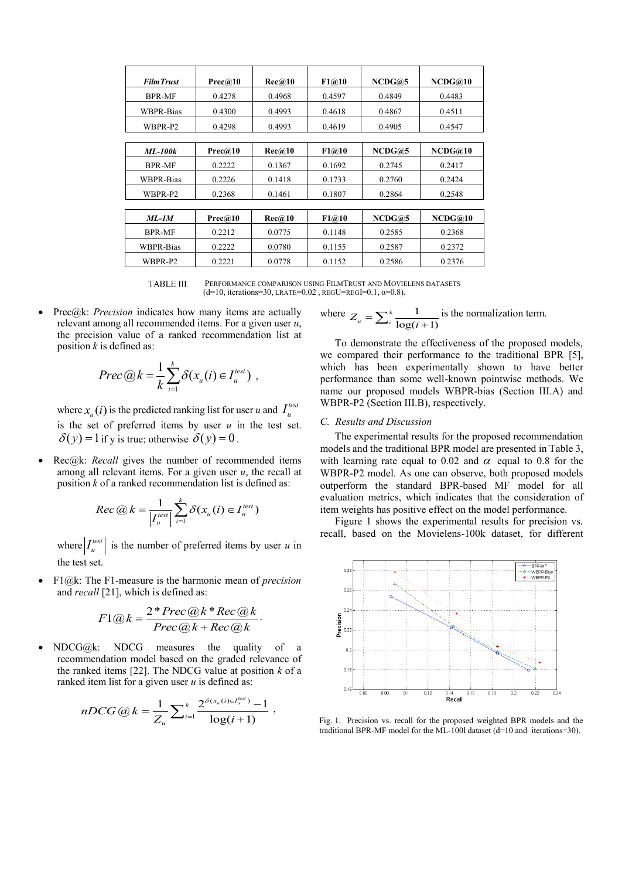| *FilmTrust* | Prec@10 | Rec@10 | F1@10 | NCDG@5 | NCDG@10 |
|---|---|---|---|---|---|
| BPR-MF | 0.4278 | 0.4968 | 0.4597 | 0.4849 | 0.4483 |
| WBPR-Bias | 0.4300 | 0.4993 | 0.4618 | 0.4867 | 0.4511 |
| WBPR-P2 | 0.4298 | 0.4993 | 0.4619 | 0.4905 | 0.4547 |
| ***ML-100k*** | **Prec@10** | **Rec@10** | **F1@10** | **NCDG@5** | **NCDG@10** |
| BPR-MF | 0.2222 | 0.1367 | 0.1692 | 0.2745 | 0.2417 |
| WBPR-Bias | 0.2226 | 0.1418 | 0.1733 | 0.2760 | 0.2424 |
| WBPR-P2 | 0.2368 | 0.1461 | 0.1807 | 0.2864 | 0.2548 |
| ***ML-1M*** | **Prec@10** | **Rec@10** | **F1@10** | **NCDG@5** | **NCDG@10** |
| BPR-MF | 0.2212 | 0.0775 | 0.1148 | 0.2585 | 0.2368 |
| WBPR-Bias | 0.2222 | 0.0780 | 0.1155 | 0.2587 | 0.2372 |
| WBPR-P2 | 0.2221 | 0.0778 | 0.1152 | 0.2586 | 0.2376 |

TABLE III. PERFORMANCE COMPARISON USING FILMTRUST AND MOVIELENS DATASETS (d=10, iterations=30, LRATE=0.02 , REGU=REGI=0.1, α=0.8).

- Prec@k: *Precision* indicates how many items are actually relevant among all recommended items. For a given user *u*, the precision value of a ranked recommendation list at position *k* is defined as:

$$Prec@k = \frac{1}{k}\sum_{i=1}^{k}\delta(x_u(i) \in I_u^{test}) \ ,$$

where $x_u(i)$ is the predicted ranking list for user *u* and $I_u^{test}$ is the set of preferred items by user *u* in the test set. $\delta(y)=1$ if y is true; otherwise $\delta(y)=0$.

- Rec@k: *Recall* gives the number of recommended items among all relevant items. For a given user *u*, the recall at position *k* of a ranked recommendation list is defined as:

$$Rec@k = \frac{1}{\left|I_u^{test}\right|}\sum_{i=1}^{k}\delta(x_u(i) \in I_u^{test})$$

where $\left|I_u^{test}\right|$ is the number of preferred items by user *u* in the test set.

- F1@k: The F1-measure is the harmonic mean of *precision* and *recall* [21], which is defined as:

$$F1@k = \frac{2 * Prec@k * Rec@k}{Prec@k + Rec@k}.$$

- NDCG@k: NDCG measures the quality of a recommendation model based on the graded relevance of the ranked items [22]. The NDCG value at position *k* of a ranked item list for a given user *u* is defined as:

$$nDCG@k = \frac{1}{Z_u}\sum_{i=1}^{k}\frac{2^{\delta(x_u(i)\in I_u^{test})}-1}{\log(i+1)} \ ,$$

where $Z_u = \sum_{i}^{k}\frac{1}{\log(i+1)}$ is the normalization term.

To demonstrate the effectiveness of the proposed models, we compared their performance to the traditional BPR [5], which has been experimentally shown to have better performance than some well-known pointwise methods. We name our proposed models WBPR-bias (Section III.A) and WBPR-P2 (Section III.B), respectively.

### C. Results and Discussion

The experimental results for the proposed recommendation models and the traditional BPR model are presented in Table 3, with learning rate equal to 0.02 and $\alpha$ equal to 0.8 for the WBPR-P2 model. As one can observe, both proposed models outperform the standard BPR-based MF model for all evaluation metrics, which indicates that the consideration of item weights has positive effect on the model performance.

Figure 1 shows the experimental results for precision vs. recall, based on the Movielens-100k dataset, for different

Fig. 1. Precision vs. recall for the proposed weighted BPR models and the traditional BPR-MF model for the ML-100l dataset (d=10 and iterations=30).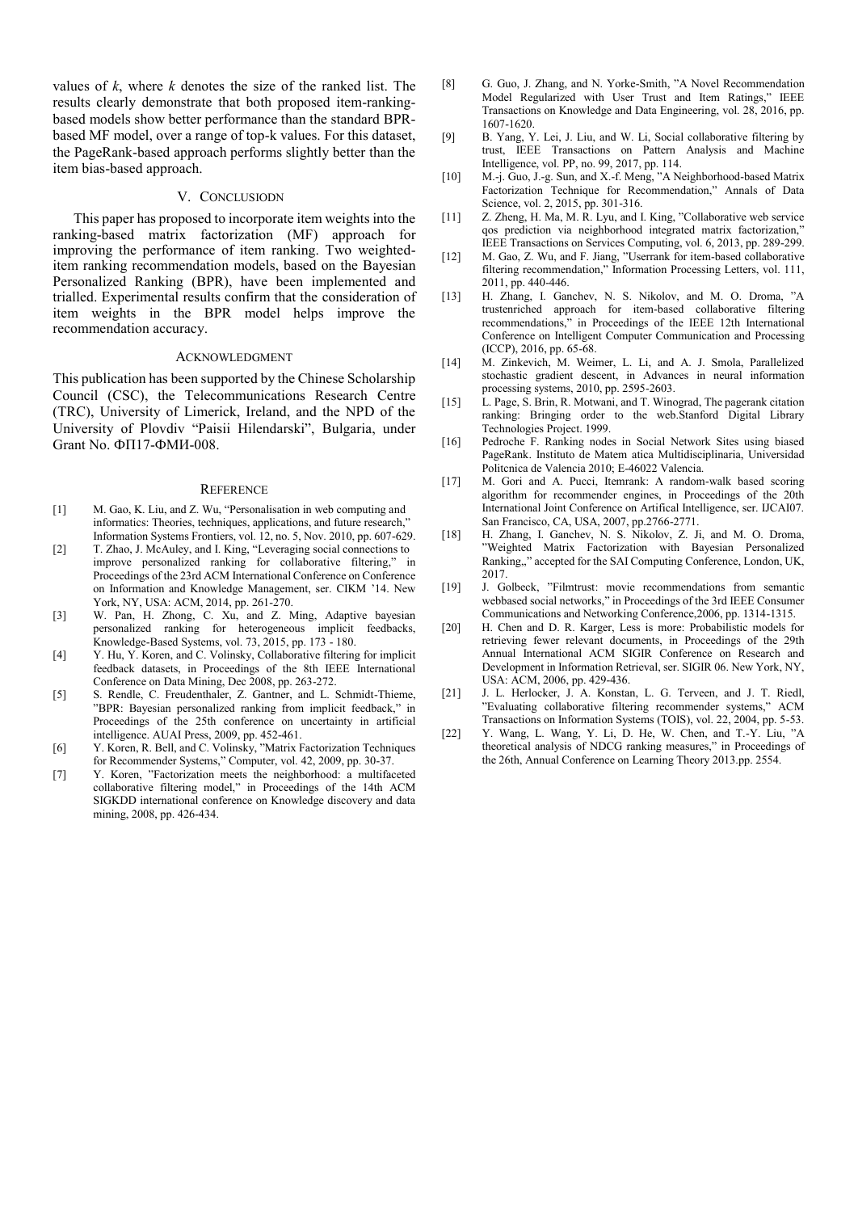values of *k*, where *k* denotes the size of the ranked list. The results clearly demonstrate that both proposed item-ranking-based models show better performance than the standard BPR-based MF model, over a range of top-k values. For this dataset, the PageRank-based approach performs slightly better than the item bias-based approach.

## V. CONCLUSIODN

This paper has proposed to incorporate item weights into the ranking-based matrix factorization (MF) approach for improving the performance of item ranking. Two weighted-item ranking recommendation models, based on the Bayesian Personalized Ranking (BPR), have been implemented and trialled. Experimental results confirm that the consideration of item weights in the BPR model helps improve the recommendation accuracy.

## ACKNOWLEDGMENT

This publication has been supported by the Chinese Scholarship Council (CSC), the Telecommunications Research Centre (TRC), University of Limerick, Ireland, and the NPD of the University of Plovdiv "Paisii Hilendarski", Bulgaria, under Grant No. ФП17-ФМИ-008.

## REFERENCE

[1] M. Gao, K. Liu, and Z. Wu, "Personalisation in web computing and informatics: Theories, techniques, applications, and future research," Information Systems Frontiers, vol. 12, no. 5, Nov. 2010, pp. 607-629.

[2] T. Zhao, J. McAuley, and I. King, "Leveraging social connections to improve personalized ranking for collaborative filtering," in Proceedings of the 23rd ACM International Conference on Conference on Information and Knowledge Management, ser. CIKM '14. New York, NY, USA: ACM, 2014, pp. 261-270.

[3] W. Pan, H. Zhong, C. Xu, and Z. Ming, Adaptive bayesian personalized ranking for heterogeneous implicit feedbacks, Knowledge-Based Systems, vol. 73, 2015, pp. 173 - 180.

[4] Y. Hu, Y. Koren, and C. Volinsky, Collaborative filtering for implicit feedback datasets, in Proceedings of the 8th IEEE International Conference on Data Mining, Dec 2008, pp. 263-272.

[5] S. Rendle, C. Freudenthaler, Z. Gantner, and L. Schmidt-Thieme, "BPR: Bayesian personalized ranking from implicit feedback," in Proceedings of the 25th conference on uncertainty in artificial intelligence. AUAI Press, 2009, pp. 452-461.

[6] Y. Koren, R. Bell, and C. Volinsky, "Matrix Factorization Techniques for Recommender Systems," Computer, vol. 42, 2009, pp. 30-37.

[7] Y. Koren, "Factorization meets the neighborhood: a multifaceted collaborative filtering model," in Proceedings of the 14th ACM SIGKDD international conference on Knowledge discovery and data mining, 2008, pp. 426-434.

[8] G. Guo, J. Zhang, and N. Yorke-Smith, "A Novel Recommendation Model Regularized with User Trust and Item Ratings," IEEE Transactions on Knowledge and Data Engineering, vol. 28, 2016, pp. 1607-1620.

[9] B. Yang, Y. Lei, J. Liu, and W. Li, Social collaborative filtering by trust, IEEE Transactions on Pattern Analysis and Machine Intelligence, vol. PP, no. 99, 2017, pp. 114.

[10] M.-j. Guo, J.-g. Sun, and X.-f. Meng, "A Neighborhood-based Matrix Factorization Technique for Recommendation," Annals of Data Science, vol. 2, 2015, pp. 301-316.

[11] Z. Zheng, H. Ma, M. R. Lyu, and I. King, "Collaborative web service qos prediction via neighborhood integrated matrix factorization," IEEE Transactions on Services Computing, vol. 6, 2013, pp. 289-299.

[12] M. Gao, Z. Wu, and F. Jiang, "Userrank for item-based collaborative filtering recommendation," Information Processing Letters, vol. 111, 2011, pp. 440-446.

[13] H. Zhang, I. Ganchev, N. S. Nikolov, and M. O. Droma, "A trustenriched approach for item-based collaborative filtering recommendations," in Proceedings of the IEEE 12th International Conference on Intelligent Computer Communication and Processing (ICCP), 2016, pp. 65-68.

[14] M. Zinkevich, M. Weimer, L. Li, and A. J. Smola, Parallelized stochastic gradient descent, in Advances in neural information processing systems, 2010, pp. 2595-2603.

[15] L. Page, S. Brin, R. Motwani, and T. Winograd, The pagerank citation ranking: Bringing order to the web.Stanford Digital Library Technologies Project. 1999.

[16] Pedroche F. Ranking nodes in Social Network Sites using biased PageRank. Instituto de Matem atica Multidisciplinaria, Universidad Politcnica de Valencia 2010; E-46022 Valencia.

[17] M. Gori and A. Pucci, Itemrank: A random-walk based scoring algorithm for recommender engines, in Proceedings of the 20th International Joint Conference on Artifical Intelligence, ser. IJCAI07. San Francisco, CA, USA, 2007, pp.2766-2771.

[18] H. Zhang, I. Ganchev, N. S. Nikolov, Z. Ji, and M. O. Droma, "Weighted Matrix Factorization with Bayesian Personalized Ranking,," accepted for the SAI Computing Conference, London, UK, 2017.

[19] J. Golbeck, "Filmtrust: movie recommendations from semantic webbased social networks," in Proceedings of the 3rd IEEE Consumer Communications and Networking Conference,2006, pp. 1314-1315.

[20] H. Chen and D. R. Karger, Less is more: Probabilistic models for retrieving fewer relevant documents, in Proceedings of the 29th Annual International ACM SIGIR Conference on Research and Development in Information Retrieval, ser. SIGIR 06. New York, NY, USA: ACM, 2006, pp. 429-436.

[21] J. L. Herlocker, J. A. Konstan, L. G. Terveen, and J. T. Riedl, "Evaluating collaborative filtering recommender systems," ACM Transactions on Information Systems (TOIS), vol. 22, 2004, pp. 5-53.

[22] Y. Wang, L. Wang, Y. Li, D. He, W. Chen, and T.-Y. Liu, "A theoretical analysis of NDCG ranking measures," in Proceedings of the 26th, Annual Conference on Learning Theory 2013.pp. 2554.